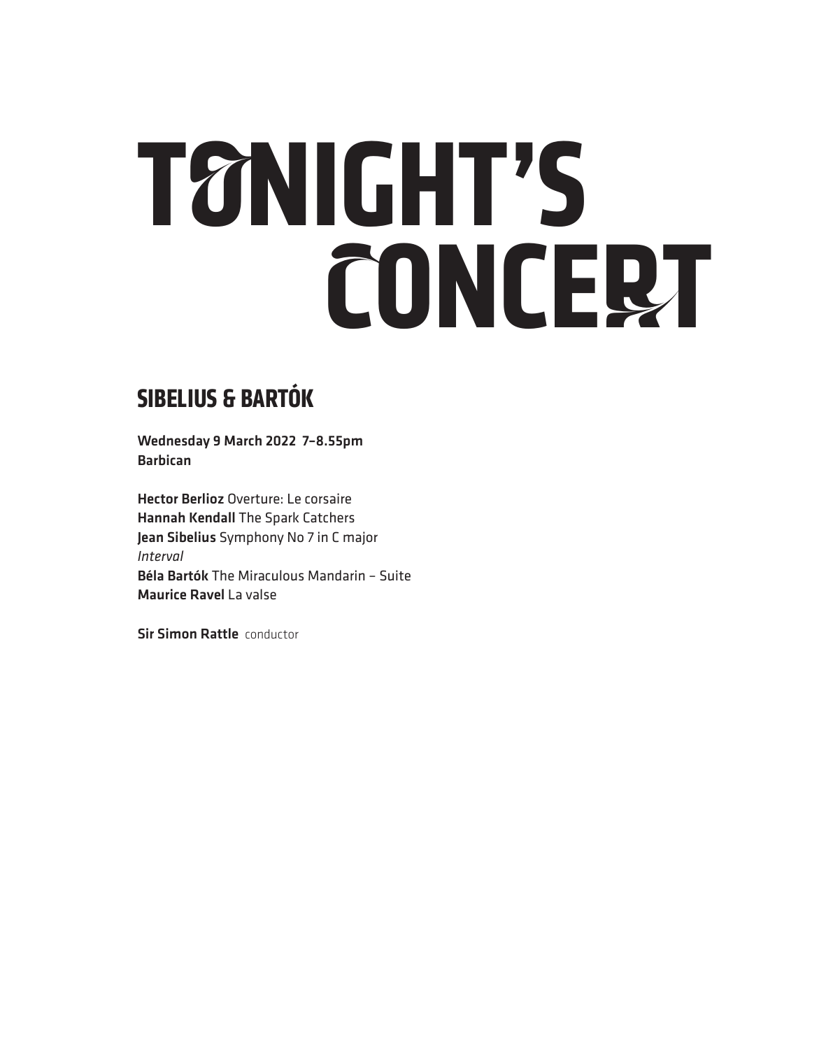# TONIGHT'S CONCERT

## SIBELIUS & BARTÓK

**Wednesday 9 March 2022 7–8.55pm**
**Barbican**

**Hector Berlioz** Overture: Le corsaire
**Hannah Kendall** The Spark Catchers
**Jean Sibelius** Symphony No 7 in C major
*Interval*
**Béla Bartók** The Miraculous Mandarin – Suite
**Maurice Ravel** La valse

**Sir Simon Rattle** conductor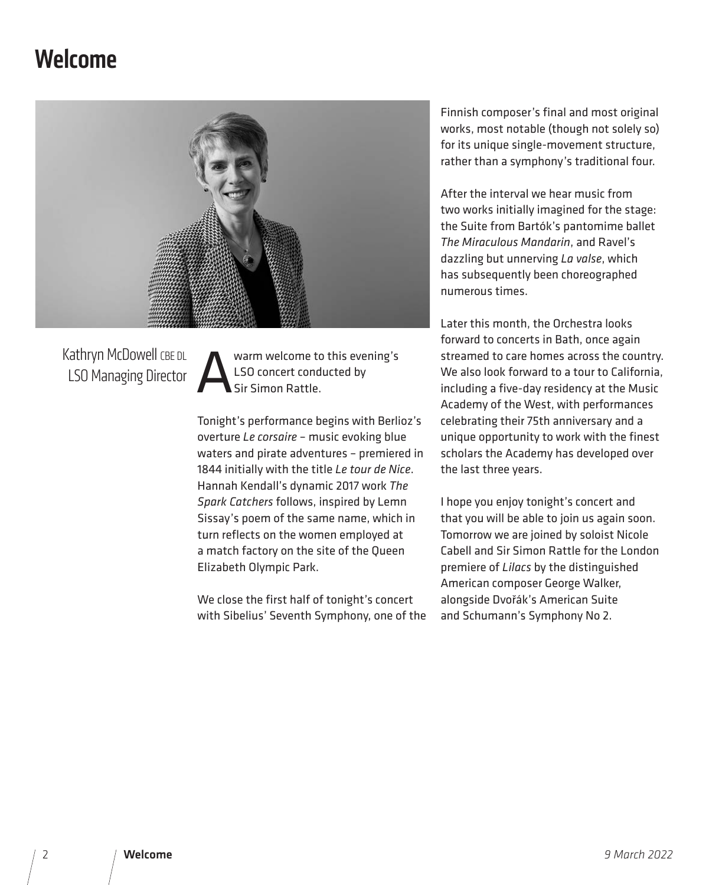# Welcome

Kathryn McDowell CBE DL
LSO Managing Director

A warm welcome to this evening's LSO concert conducted by Sir Simon Rattle.

Tonight's performance begins with Berlioz's overture *Le corsaire* – music evoking blue waters and pirate adventures – premiered in 1844 initially with the title *Le tour de Nice*. Hannah Kendall's dynamic 2017 work *The Spark Catchers* follows, inspired by Lemn Sissay's poem of the same name, which in turn reflects on the women employed at a match factory on the site of the Queen Elizabeth Olympic Park.

We close the first half of tonight's concert with Sibelius' Seventh Symphony, one of the Finnish composer's final and most original works, most notable (though not solely so) for its unique single-movement structure, rather than a symphony's traditional four.

After the interval we hear music from two works initially imagined for the stage: the Suite from Bartók's pantomime ballet *The Miraculous Mandarin*, and Ravel's dazzling but unnerving *La valse*, which has subsequently been choreographed numerous times.

Later this month, the Orchestra looks forward to concerts in Bath, once again streamed to care homes across the country. We also look forward to a tour to California, including a five-day residency at the Music Academy of the West, with performances celebrating their 75th anniversary and a unique opportunity to work with the finest scholars the Academy has developed over the last three years.

I hope you enjoy tonight's concert and that you will be able to join us again soon. Tomorrow we are joined by soloist Nicole Cabell and Sir Simon Rattle for the London premiere of *Lilacs* by the distinguished American composer George Walker, alongside Dvořák's American Suite and Schumann's Symphony No 2.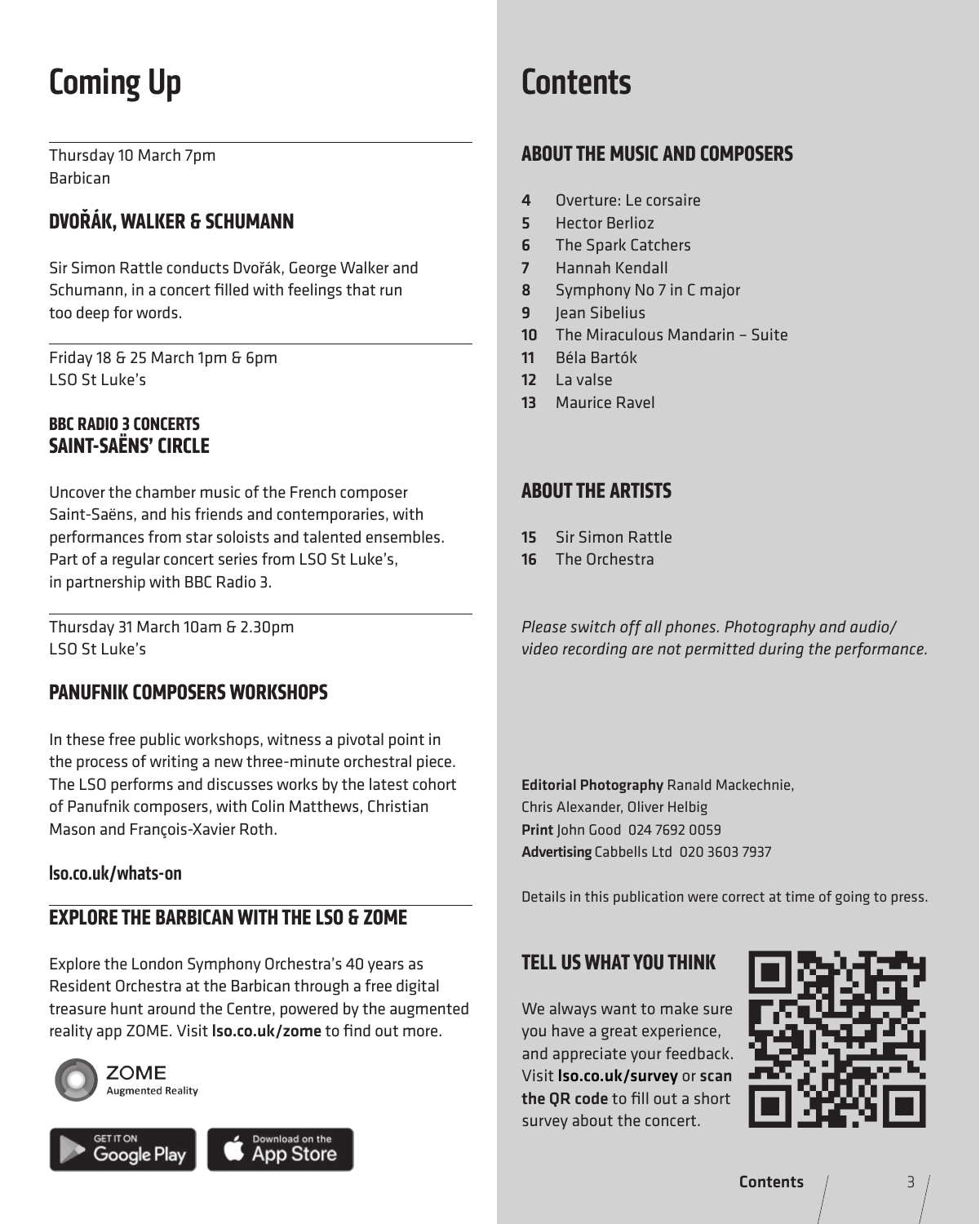# Coming Up

Thursday 10 March 7pm
Barbican

## DVOŘÁK, WALKER & SCHUMANN

Sir Simon Rattle conducts Dvořák, George Walker and Schumann, in a concert filled with feelings that run too deep for words.

Friday 18 & 25 March 1pm & 6pm
LSO St Luke's

### BBC RADIO 3 CONCERTS
## SAINT-SAËNS' CIRCLE

Uncover the chamber music of the French composer Saint-Saëns, and his friends and contemporaries, with performances from star soloists and talented ensembles. Part of a regular concert series from LSO St Luke's, in partnership with BBC Radio 3.

Thursday 31 March 10am & 2.30pm
LSO St Luke's

## PANUFNIK COMPOSERS WORKSHOPS

In these free public workshops, witness a pivotal point in the process of writing a new three-minute orchestral piece. The LSO performs and discusses works by the latest cohort of Panufnik composers, with Colin Matthews, Christian Mason and François-Xavier Roth.

**lso.co.uk/whats-on**

## EXPLORE THE BARBICAN WITH THE LSO & ZOME

Explore the London Symphony Orchestra's 40 years as Resident Orchestra at the Barbican through a free digital treasure hunt around the Centre, powered by the augmented reality app ZOME. Visit **lso.co.uk/zome** to find out more.

ZOME Augmented Reality

GET IT ON Google Play | Download on the App Store

# Contents

## ABOUT THE MUSIC AND COMPOSERS

- **4** Overture: Le corsaire
- **5** Hector Berlioz
- **6** The Spark Catchers
- **7** Hannah Kendall
- **8** Symphony No 7 in C major
- **9** Jean Sibelius
- **10** The Miraculous Mandarin – Suite
- **11** Béla Bartók
- **12** La valse
- **13** Maurice Ravel

## ABOUT THE ARTISTS

- **15** Sir Simon Rattle
- **16** The Orchestra

*Please switch off all phones. Photography and audio/video recording are not permitted during the performance.*

**Editorial Photography** Ranald Mackechnie, Chris Alexander, Oliver Helbig
**Print** John Good 024 7692 0059
**Advertising** Cabbells Ltd 020 3603 7937

Details in this publication were correct at time of going to press.

## TELL US WHAT YOU THINK

We always want to make sure you have a great experience, and appreciate your feedback. Visit **lso.co.uk/survey** or **scan the QR code** to fill out a short survey about the concert.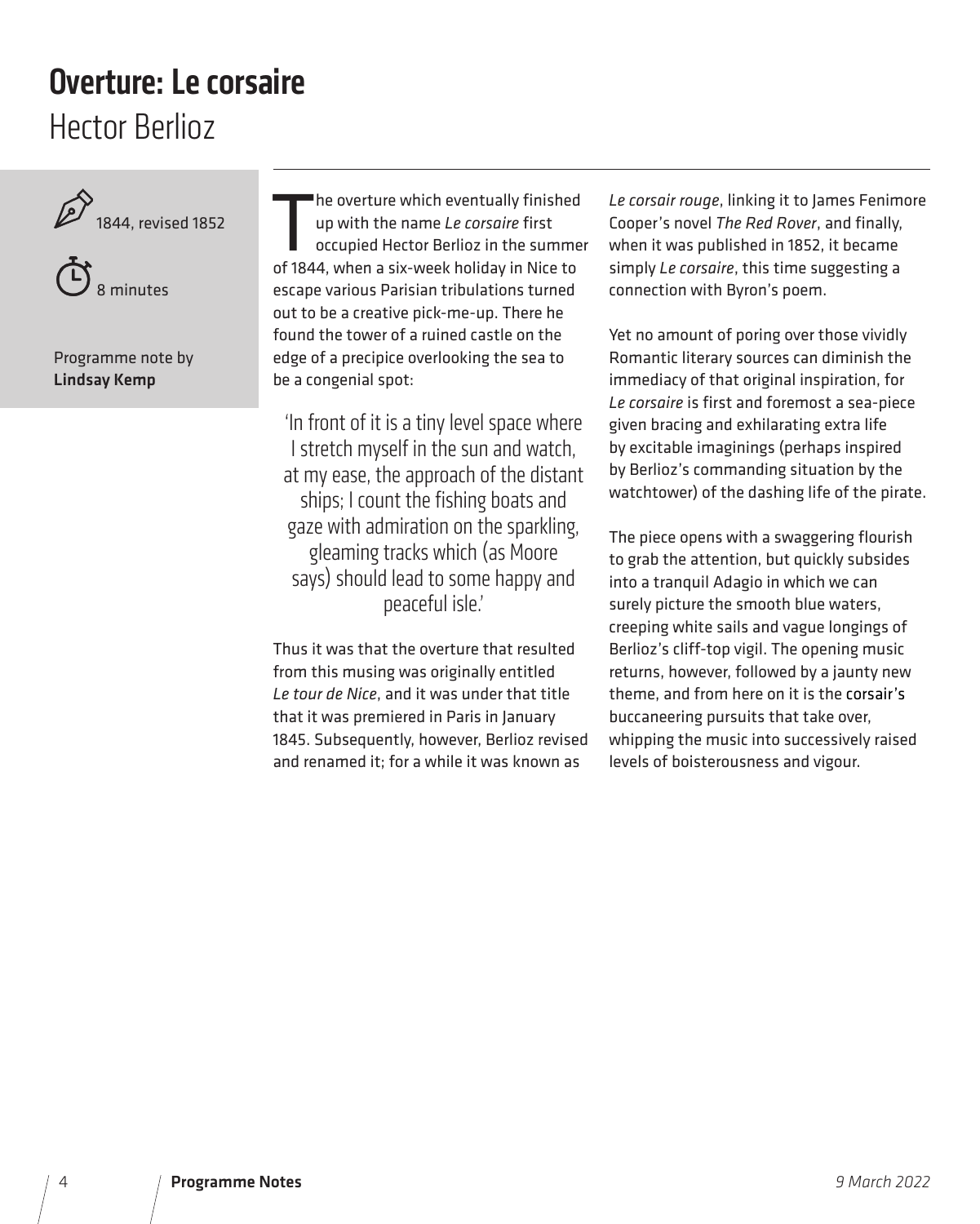# Overture: Le corsaire

## Hector Berlioz

1844, revised 1852

8 minutes

Programme note by **Lindsay Kemp**

The overture which eventually finished up with the name *Le corsaire* first occupied Hector Berlioz in the summer of 1844, when a six-week holiday in Nice to escape various Parisian tribulations turned out to be a creative pick-me-up. There he found the tower of a ruined castle on the edge of a precipice overlooking the sea to be a congenial spot:

> 'In front of it is a tiny level space where I stretch myself in the sun and watch, at my ease, the approach of the distant ships; I count the fishing boats and gaze with admiration on the sparkling, gleaming tracks which (as Moore says) should lead to some happy and peaceful isle.'

Thus it was that the overture that resulted from this musing was originally entitled *Le tour de Nice*, and it was under that title that it was premiered in Paris in January 1845. Subsequently, however, Berlioz revised and renamed it; for a while it was known as *Le corsair rouge*, linking it to James Fenimore Cooper's novel *The Red Rover*, and finally, when it was published in 1852, it became simply *Le corsaire*, this time suggesting a connection with Byron's poem.

Yet no amount of poring over those vividly Romantic literary sources can diminish the immediacy of that original inspiration, for *Le corsaire* is first and foremost a sea-piece given bracing and exhilarating extra life by excitable imaginings (perhaps inspired by Berlioz's commanding situation by the watchtower) of the dashing life of the pirate.

The piece opens with a swaggering flourish to grab the attention, but quickly subsides into a tranquil Adagio in which we can surely picture the smooth blue waters, creeping white sails and vague longings of Berlioz's cliff-top vigil. The opening music returns, however, followed by a jaunty new theme, and from here on it is the corsair's buccaneering pursuits that take over, whipping the music into successively raised levels of boisterousness and vigour.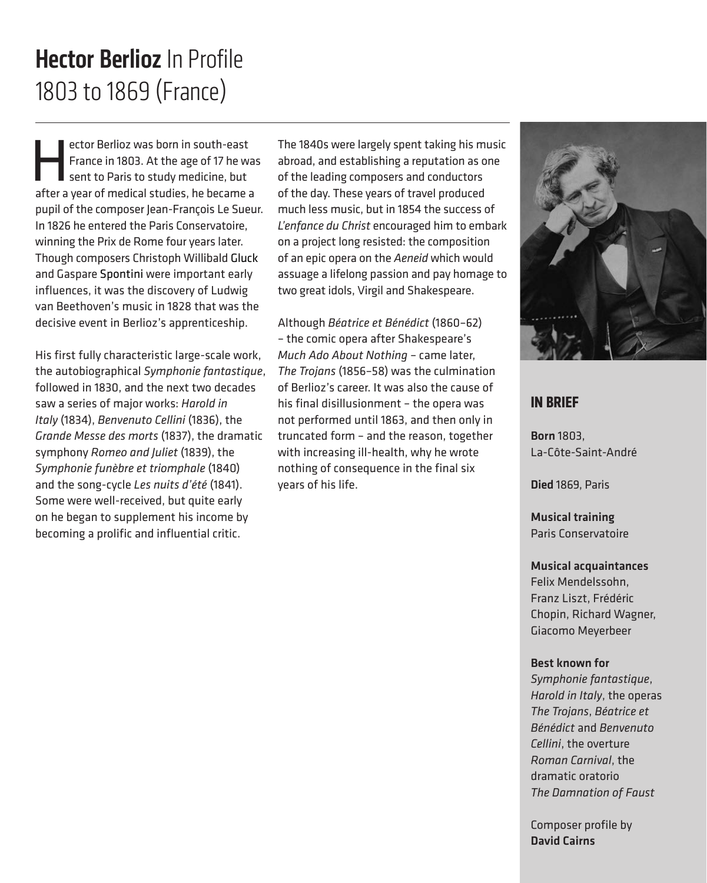# **Hector Berlioz** In Profile
1803 to 1869 (France)

Hector Berlioz was born in south-east France in 1803. At the age of 17 he was sent to Paris to study medicine, but after a year of medical studies, he became a pupil of the composer Jean-François Le Sueur. In 1826 he entered the Paris Conservatoire, winning the Prix de Rome four years later. Though composers Christoph Willibald Gluck and Gaspare Spontini were important early influences, it was the discovery of Ludwig van Beethoven's music in 1828 that was the decisive event in Berlioz's apprenticeship.

His first fully characteristic large-scale work, the autobiographical *Symphonie fantastique*, followed in 1830, and the next two decades saw a series of major works: *Harold in Italy* (1834), *Benvenuto Cellini* (1836), the *Grande Messe des morts* (1837), the dramatic symphony *Romeo and Juliet* (1839), the *Symphonie funèbre et triomphale* (1840) and the song-cycle *Les nuits d'été* (1841). Some were well-received, but quite early on he began to supplement his income by becoming a prolific and influential critic.

The 1840s were largely spent taking his music abroad, and establishing a reputation as one of the leading composers and conductors of the day. These years of travel produced much less music, but in 1854 the success of *L'enfance du Christ* encouraged him to embark on a project long resisted: the composition of an epic opera on the *Aeneid* which would assuage a lifelong passion and pay homage to two great idols, Virgil and Shakespeare.

Although *Béatrice et Bénédict* (1860–62) – the comic opera after Shakespeare's *Much Ado About Nothing* – came later, *The Trojans* (1856–58) was the culmination of Berlioz's career. It was also the cause of his final disillusionment – the opera was not performed until 1863, and then only in truncated form – and the reason, together with increasing ill-health, why he wrote nothing of consequence in the final six years of his life.

## IN BRIEF

**Born** 1803, La-Côte-Saint-André

**Died** 1869, Paris

**Musical training**
Paris Conservatoire

**Musical acquaintances**
Felix Mendelssohn, Franz Liszt, Frédéric Chopin, Richard Wagner, Giacomo Meyerbeer

**Best known for**
*Symphonie fantastique*, *Harold in Italy*, the operas *The Trojans*, *Béatrice et Bénédict* and *Benvenuto Cellini*, the overture *Roman Carnival*, the dramatic oratorio *The Damnation of Faust*

Composer profile by **David Cairns**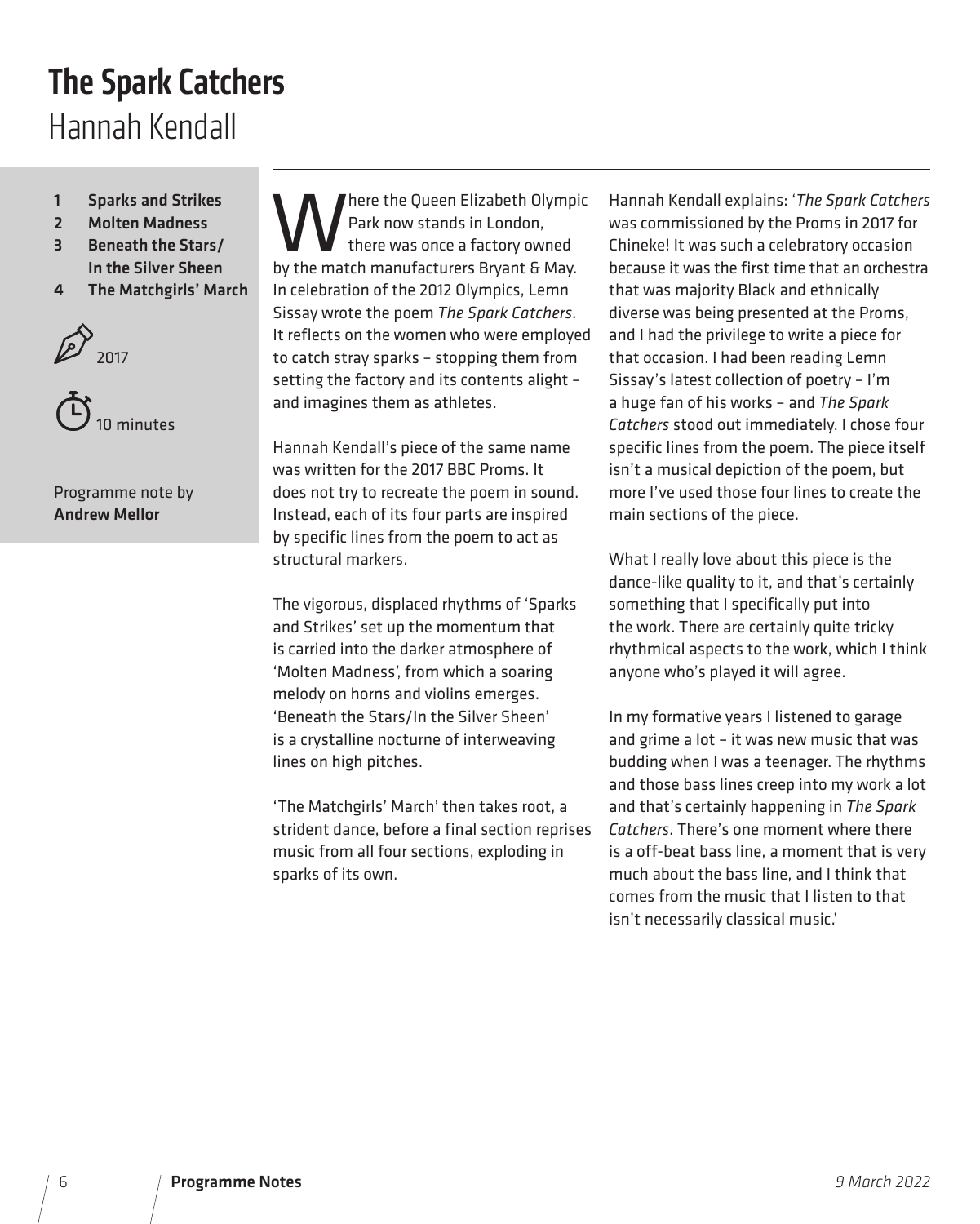# The Spark Catchers

## Hannah Kendall

1. **Sparks and Strikes**
2. **Molten Madness**
3. **Beneath the Stars/ In the Silver Sheen**
4. **The Matchgirls' March**

2017

10 minutes

Programme note by **Andrew Mellor**

Where the Queen Elizabeth Olympic Park now stands in London, there was once a factory owned by the match manufacturers Bryant & May. In celebration of the 2012 Olympics, Lemn Sissay wrote the poem *The Spark Catchers*. It reflects on the women who were employed to catch stray sparks – stopping them from setting the factory and its contents alight – and imagines them as athletes.

Hannah Kendall's piece of the same name was written for the 2017 BBC Proms. It does not try to recreate the poem in sound. Instead, each of its four parts are inspired by specific lines from the poem to act as structural markers.

The vigorous, displaced rhythms of 'Sparks and Strikes' set up the momentum that is carried into the darker atmosphere of 'Molten Madness', from which a soaring melody on horns and violins emerges. 'Beneath the Stars/In the Silver Sheen' is a crystalline nocturne of interweaving lines on high pitches.

'The Matchgirls' March' then takes root, a strident dance, before a final section reprises music from all four sections, exploding in sparks of its own.

Hannah Kendall explains: '*The Spark Catchers* was commissioned by the Proms in 2017 for Chineke! It was such a celebratory occasion because it was the first time that an orchestra that was majority Black and ethnically diverse was being presented at the Proms, and I had the privilege to write a piece for that occasion. I had been reading Lemn Sissay's latest collection of poetry – I'm a huge fan of his works – and *The Spark Catchers* stood out immediately. I chose four specific lines from the poem. The piece itself isn't a musical depiction of the poem, but more I've used those four lines to create the main sections of the piece.

What I really love about this piece is the dance-like quality to it, and that's certainly something that I specifically put into the work. There are certainly quite tricky rhythmical aspects to the work, which I think anyone who's played it will agree.

In my formative years I listened to garage and grime a lot – it was new music that was budding when I was a teenager. The rhythms and those bass lines creep into my work a lot and that's certainly happening in *The Spark Catchers*. There's one moment where there is a off-beat bass line, a moment that is very much about the bass line, and I think that comes from the music that I listen to that isn't necessarily classical music.'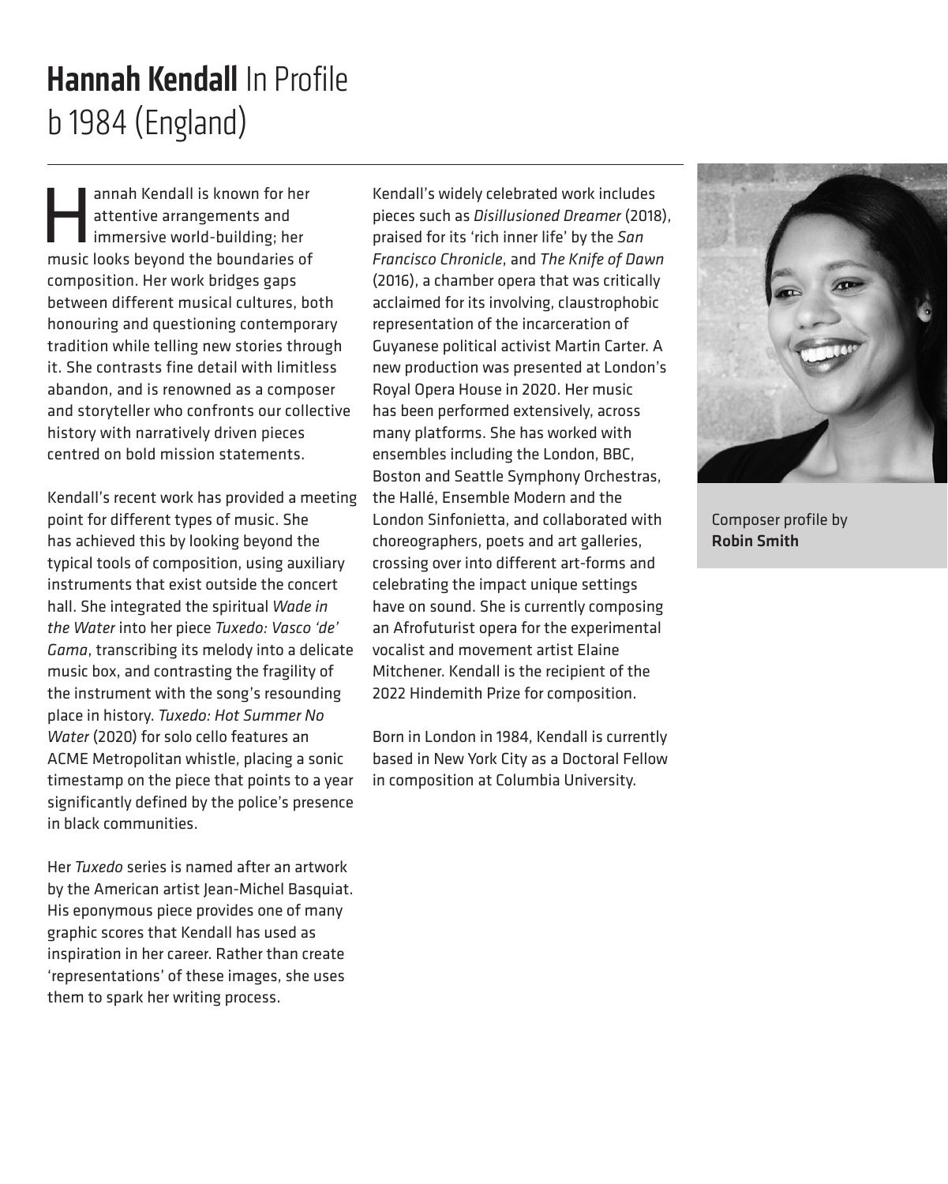# **Hannah Kendall** In Profile
b 1984 (England)

Hannah Kendall is known for her attentive arrangements and immersive world-building; her music looks beyond the boundaries of composition. Her work bridges gaps between different musical cultures, both honouring and questioning contemporary tradition while telling new stories through it. She contrasts fine detail with limitless abandon, and is renowned as a composer and storyteller who confronts our collective history with narratively driven pieces centred on bold mission statements.

Kendall's recent work has provided a meeting point for different types of music. She has achieved this by looking beyond the typical tools of composition, using auxiliary instruments that exist outside the concert hall. She integrated the spiritual *Wade in the Water* into her piece *Tuxedo: Vasco 'de' Gama*, transcribing its melody into a delicate music box, and contrasting the fragility of the instrument with the song's resounding place in history. *Tuxedo: Hot Summer No Water* (2020) for solo cello features an ACME Metropolitan whistle, placing a sonic timestamp on the piece that points to a year significantly defined by the police's presence in black communities.

Her *Tuxedo* series is named after an artwork by the American artist Jean-Michel Basquiat. His eponymous piece provides one of many graphic scores that Kendall has used as inspiration in her career. Rather than create 'representations' of these images, she uses them to spark her writing process.

Kendall's widely celebrated work includes pieces such as *Disillusioned Dreamer* (2018), praised for its 'rich inner life' by the *San Francisco Chronicle*, and *The Knife of Dawn* (2016), a chamber opera that was critically acclaimed for its involving, claustrophobic representation of the incarceration of Guyanese political activist Martin Carter. A new production was presented at London's Royal Opera House in 2020. Her music has been performed extensively, across many platforms. She has worked with ensembles including the London, BBC, Boston and Seattle Symphony Orchestras, the Hallé, Ensemble Modern and the London Sinfonietta, and collaborated with choreographers, poets and art galleries, crossing over into different art-forms and celebrating the impact unique settings have on sound. She is currently composing an Afrofuturist opera for the experimental vocalist and movement artist Elaine Mitchener. Kendall is the recipient of the 2022 Hindemith Prize for composition.

Born in London in 1984, Kendall is currently based in New York City as a Doctoral Fellow in composition at Columbia University.

Composer profile by **Robin Smith**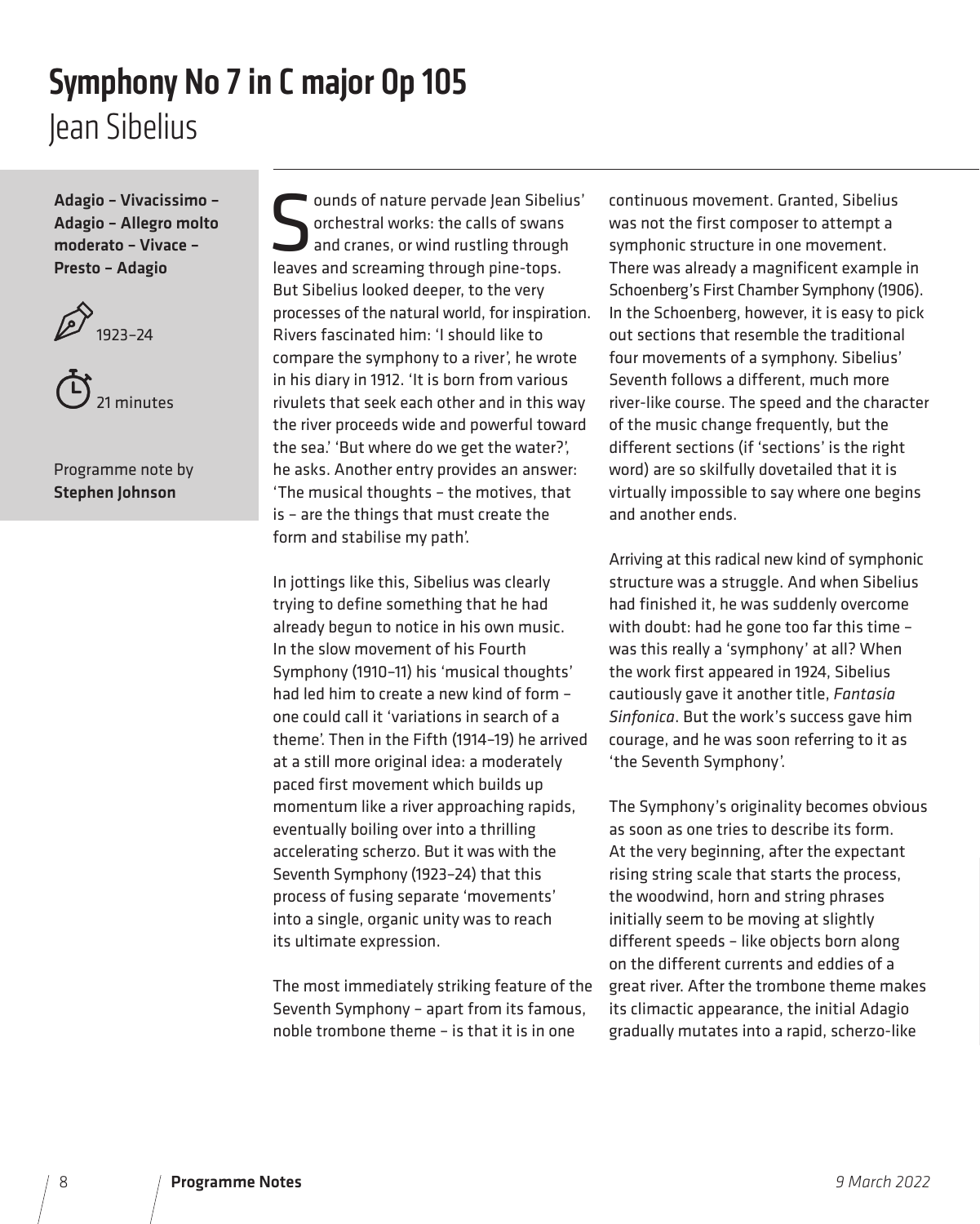# Symphony No 7 in C major Op 105

## Jean Sibelius

**Adagio – Vivacissimo – Adagio – Allegro molto moderato – Vivace – Presto – Adagio**

1923–24

21 minutes

Programme note by **Stephen Johnson**

Sounds of nature pervade Jean Sibelius' orchestral works: the calls of swans and cranes, or wind rustling through leaves and screaming through pine-tops. But Sibelius looked deeper, to the very processes of the natural world, for inspiration. Rivers fascinated him: 'I should like to compare the symphony to a river', he wrote in his diary in 1912. 'It is born from various rivulets that seek each other and in this way the river proceeds wide and powerful toward the sea.' 'But where do we get the water?', he asks. Another entry provides an answer: 'The musical thoughts – the motives, that is – are the things that must create the form and stabilise my path'.

In jottings like this, Sibelius was clearly trying to define something that he had already begun to notice in his own music. In the slow movement of his Fourth Symphony (1910–11) his 'musical thoughts' had led him to create a new kind of form – one could call it 'variations in search of a theme'. Then in the Fifth (1914–19) he arrived at a still more original idea: a moderately paced first movement which builds up momentum like a river approaching rapids, eventually boiling over into a thrilling accelerating scherzo. But it was with the Seventh Symphony (1923–24) that this process of fusing separate 'movements' into a single, organic unity was to reach its ultimate expression.

The most immediately striking feature of the Seventh Symphony – apart from its famous, noble trombone theme – is that it is in one continuous movement. Granted, Sibelius was not the first composer to attempt a symphonic structure in one movement. There was already a magnificent example in Schoenberg's First Chamber Symphony (1906). In the Schoenberg, however, it is easy to pick out sections that resemble the traditional four movements of a symphony. Sibelius' Seventh follows a different, much more river-like course. The speed and the character of the music change frequently, but the different sections (if 'sections' is the right word) are so skilfully dovetailed that it is virtually impossible to say where one begins and another ends.

Arriving at this radical new kind of symphonic structure was a struggle. And when Sibelius had finished it, he was suddenly overcome with doubt: had he gone too far this time – was this really a 'symphony' at all? When the work first appeared in 1924, Sibelius cautiously gave it another title, *Fantasia Sinfonica*. But the work's success gave him courage, and he was soon referring to it as 'the Seventh Symphony'.

The Symphony's originality becomes obvious as soon as one tries to describe its form. At the very beginning, after the expectant rising string scale that starts the process, the woodwind, horn and string phrases initially seem to be moving at slightly different speeds – like objects born along on the different currents and eddies of a great river. After the trombone theme makes its climactic appearance, the initial Adagio gradually mutates into a rapid, scherzo-like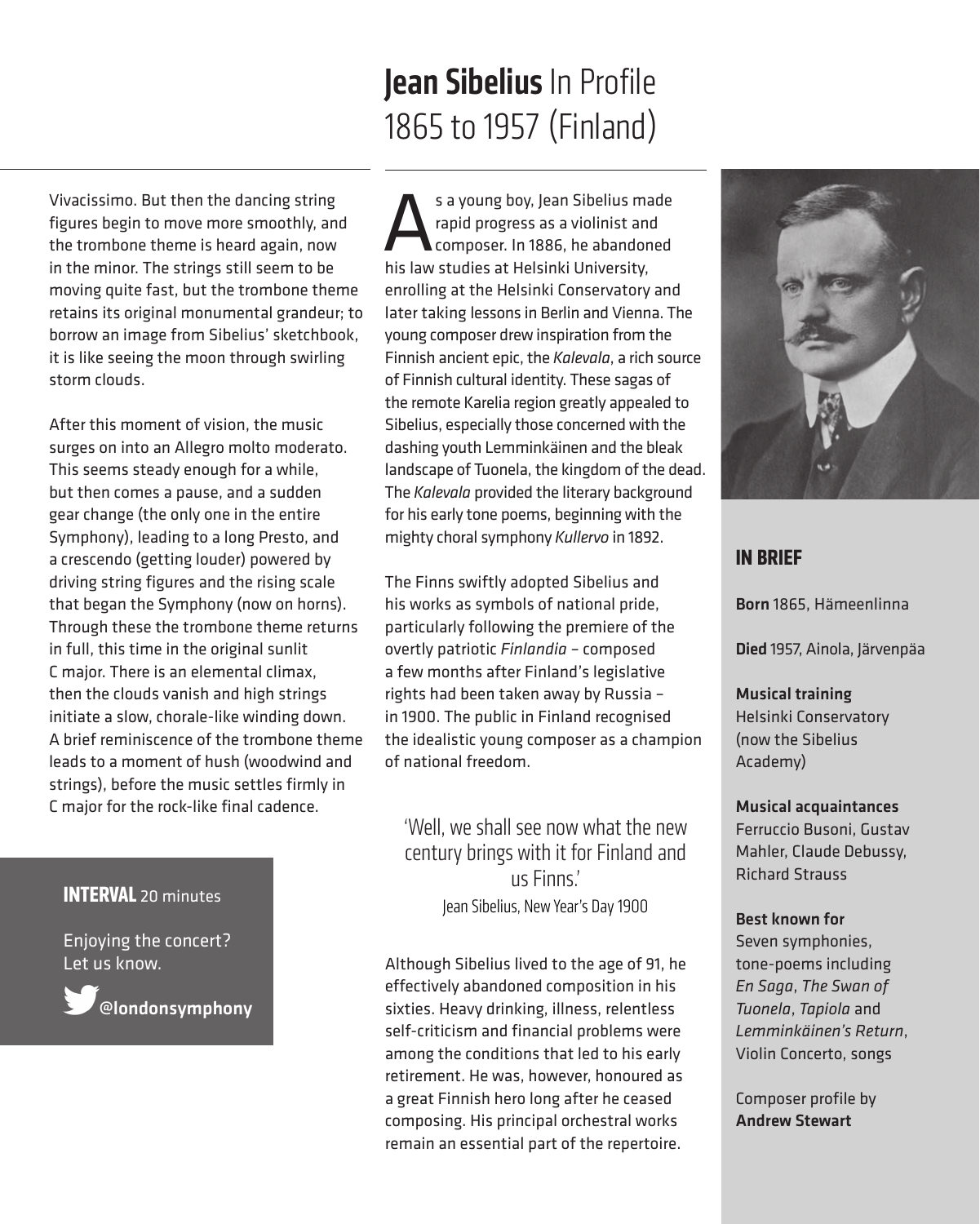Vivacissimo. But then the dancing string figures begin to move more smoothly, and the trombone theme is heard again, now in the minor. The strings still seem to be moving quite fast, but the trombone theme retains its original monumental grandeur; to borrow an image from Sibelius' sketchbook, it is like seeing the moon through swirling storm clouds.

After this moment of vision, the music surges on into an Allegro molto moderato. This seems steady enough for a while, but then comes a pause, and a sudden gear change (the only one in the entire Symphony), leading to a long Presto, and a crescendo (getting louder) powered by driving string figures and the rising scale that began the Symphony (now on horns). Through these the trombone theme returns in full, this time in the original sunlit C major. There is an elemental climax, then the clouds vanish and high strings initiate a slow, chorale-like winding down. A brief reminiscence of the trombone theme leads to a moment of hush (woodwind and strings), before the music settles firmly in C major for the rock-like final cadence.

**INTERVAL** 20 minutes

Enjoying the concert? Let us know.

@londonsymphony

# Jean Sibelius In Profile 1865 to 1957 (Finland)

As a young boy, Jean Sibelius made rapid progress as a violinist and composer. In 1886, he abandoned his law studies at Helsinki University, enrolling at the Helsinki Conservatory and later taking lessons in Berlin and Vienna. The young composer drew inspiration from the Finnish ancient epic, the *Kalevala*, a rich source of Finnish cultural identity. These sagas of the remote Karelia region greatly appealed to Sibelius, especially those concerned with the dashing youth Lemminkäinen and the bleak landscape of Tuonela, the kingdom of the dead. The *Kalevala* provided the literary background for his early tone poems, beginning with the mighty choral symphony *Kullervo* in 1892.

The Finns swiftly adopted Sibelius and his works as symbols of national pride, particularly following the premiere of the overtly patriotic *Finlandia* – composed a few months after Finland's legislative rights had been taken away by Russia – in 1900. The public in Finland recognised the idealistic young composer as a champion of national freedom.

> 'Well, we shall see now what the new century brings with it for Finland and us Finns.'
> Jean Sibelius, New Year's Day 1900

Although Sibelius lived to the age of 91, he effectively abandoned composition in his sixties. Heavy drinking, illness, relentless self-criticism and financial problems were among the conditions that led to his early retirement. He was, however, honoured as a great Finnish hero long after he ceased composing. His principal orchestral works remain an essential part of the repertoire.

## IN BRIEF

**Born** 1865, Hämeenlinna

**Died** 1957, Ainola, Järvenpäa

**Musical training**
Helsinki Conservatory (now the Sibelius Academy)

**Musical acquaintances**
Ferruccio Busoni, Gustav Mahler, Claude Debussy, Richard Strauss

**Best known for**
Seven symphonies, tone-poems including *En Saga*, *The Swan of Tuonela*, *Tapiola* and *Lemminkäinen's Return*, Violin Concerto, songs

Composer profile by **Andrew Stewart**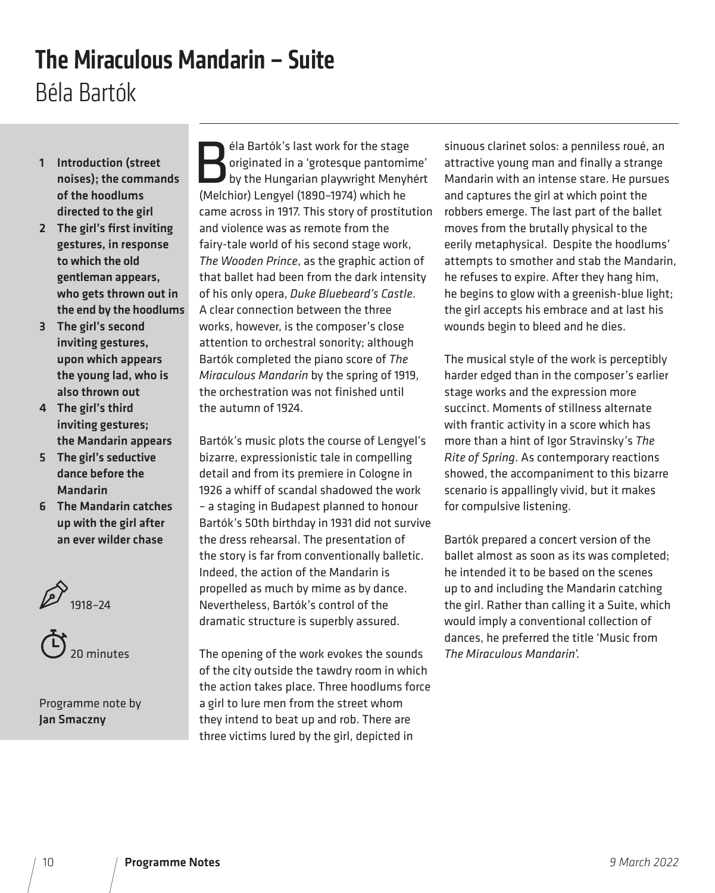# The Miraculous Mandarin – Suite

## Béla Bartók

1. **Introduction (street noises); the commands of the hoodlums directed to the girl**
2. **The girl's first inviting gestures, in response to which the old gentleman appears, who gets thrown out in the end by the hoodlums**
3. **The girl's second inviting gestures, upon which appears the young lad, who is also thrown out**
4. **The girl's third inviting gestures; the Mandarin appears**
5. **The girl's seductive dance before the Mandarin**
6. **The Mandarin catches up with the girl after an ever wilder chase**

1918–24

20 minutes

Programme note by **Jan Smaczny**

Béla Bartók's last work for the stage originated in a 'grotesque pantomime' by the Hungarian playwright Menyhért (Melchior) Lengyel (1890–1974) which he came across in 1917. This story of prostitution and violence was as remote from the fairy-tale world of his second stage work, *The Wooden Prince*, as the graphic action of that ballet had been from the dark intensity of his only opera, *Duke Bluebeard's Castle*. A clear connection between the three works, however, is the composer's close attention to orchestral sonority; although Bartók completed the piano score of *The Miraculous Mandarin* by the spring of 1919, the orchestration was not finished until the autumn of 1924.

Bartók's music plots the course of Lengyel's bizarre, expressionistic tale in compelling detail and from its premiere in Cologne in 1926 a whiff of scandal shadowed the work – a staging in Budapest planned to honour Bartók's 50th birthday in 1931 did not survive the dress rehearsal. The presentation of the story is far from conventionally balletic. Indeed, the action of the Mandarin is propelled as much by mime as by dance. Nevertheless, Bartók's control of the dramatic structure is superbly assured.

The opening of the work evokes the sounds of the city outside the tawdry room in which the action takes place. Three hoodlums force a girl to lure men from the street whom they intend to beat up and rob. There are three victims lured by the girl, depicted in sinuous clarinet solos: a penniless roué, an attractive young man and finally a strange Mandarin with an intense stare. He pursues and captures the girl at which point the robbers emerge. The last part of the ballet moves from the brutally physical to the eerily metaphysical. Despite the hoodlums' attempts to smother and stab the Mandarin, he refuses to expire. After they hang him, he begins to glow with a greenish-blue light; the girl accepts his embrace and at last his wounds begin to bleed and he dies.

The musical style of the work is perceptibly harder edged than in the composer's earlier stage works and the expression more succinct. Moments of stillness alternate with frantic activity in a score which has more than a hint of Igor Stravinsky's *The Rite of Spring*. As contemporary reactions showed, the accompaniment to this bizarre scenario is appallingly vivid, but it makes for compulsive listening.

Bartók prepared a concert version of the ballet almost as soon as its was completed; he intended it to be based on the scenes up to and including the Mandarin catching the girl. Rather than calling it a Suite, which would imply a conventional collection of dances, he preferred the title 'Music from *The Miraculous Mandarin*'.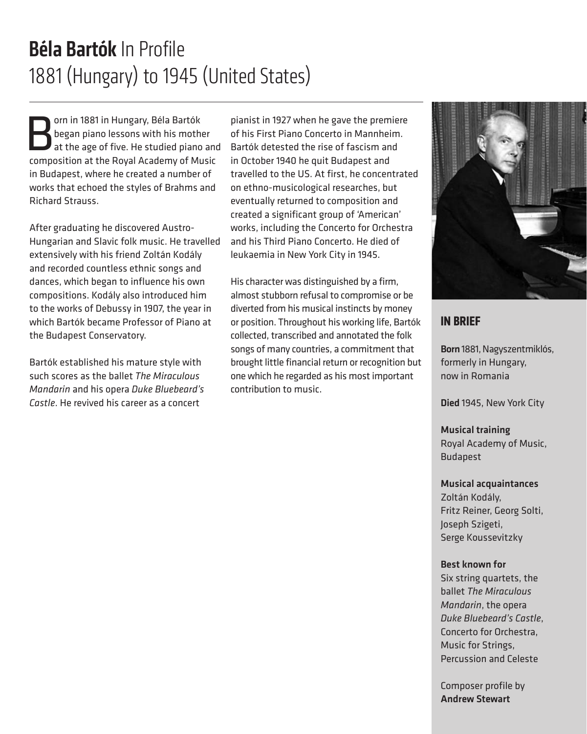# **Béla Bartók** In Profile
1881 (Hungary) to 1945 (United States)

Born in 1881 in Hungary, Béla Bartók began piano lessons with his mother at the age of five. He studied piano and composition at the Royal Academy of Music in Budapest, where he created a number of works that echoed the styles of Brahms and Richard Strauss.

After graduating he discovered Austro-Hungarian and Slavic folk music. He travelled extensively with his friend Zoltán Kodály and recorded countless ethnic songs and dances, which began to influence his own compositions. Kodály also introduced him to the works of Debussy in 1907, the year in which Bartók became Professor of Piano at the Budapest Conservatory.

Bartók established his mature style with such scores as the ballet *The Miraculous Mandarin* and his opera *Duke Bluebeard's Castle*. He revived his career as a concert pianist in 1927 when he gave the premiere of his First Piano Concerto in Mannheim. Bartók detested the rise of fascism and in October 1940 he quit Budapest and travelled to the US. At first, he concentrated on ethno-musicological researches, but eventually returned to composition and created a significant group of 'American' works, including the Concerto for Orchestra and his Third Piano Concerto. He died of leukaemia in New York City in 1945.

His character was distinguished by a firm, almost stubborn refusal to compromise or be diverted from his musical instincts by money or position. Throughout his working life, Bartók collected, transcribed and annotated the folk songs of many countries, a commitment that brought little financial return or recognition but one which he regarded as his most important contribution to music.

## IN BRIEF

**Born** 1881, Nagyszentmiklós, formerly in Hungary, now in Romania

**Died** 1945, New York City

**Musical training**
Royal Academy of Music, Budapest

**Musical acquaintances**
Zoltán Kodály, Fritz Reiner, Georg Solti, Joseph Szigeti, Serge Koussevitzky

**Best known for**
Six string quartets, the ballet *The Miraculous Mandarin*, the opera *Duke Bluebeard's Castle*, Concerto for Orchestra, Music for Strings, Percussion and Celeste

Composer profile by **Andrew Stewart**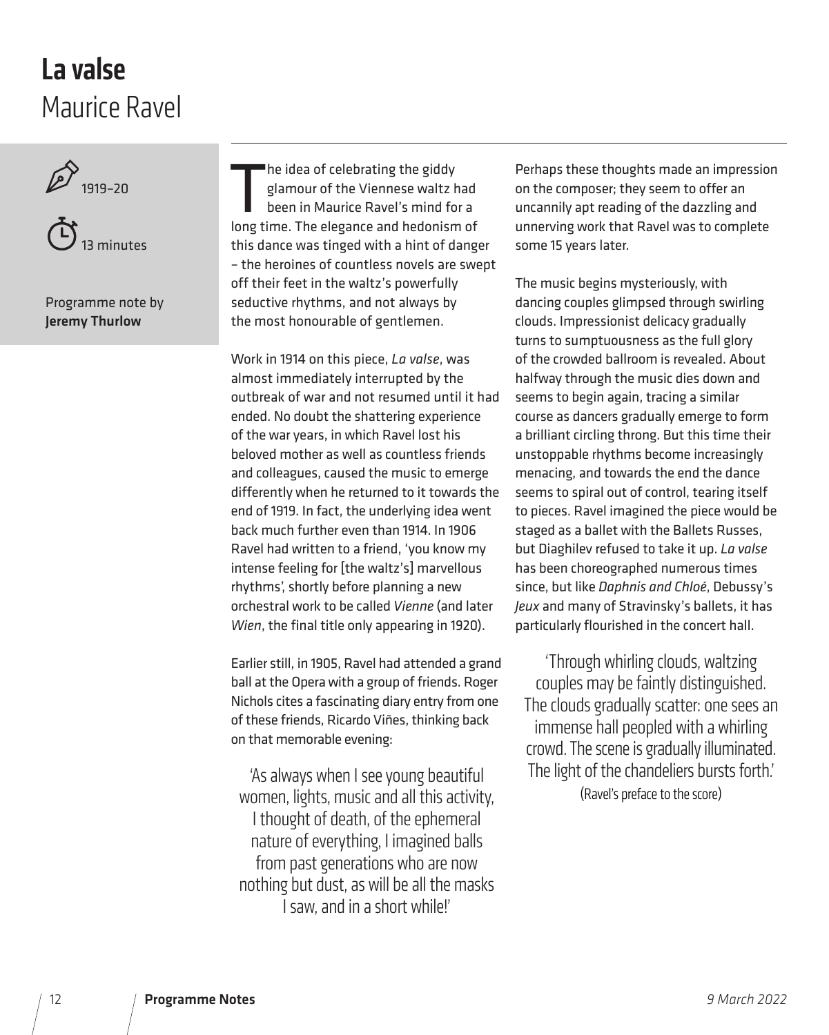# La valse

## Maurice Ravel

1919–20

13 minutes

Programme note by **Jeremy Thurlow**

The idea of celebrating the giddy glamour of the Viennese waltz had been in Maurice Ravel's mind for a long time. The elegance and hedonism of this dance was tinged with a hint of danger – the heroines of countless novels are swept off their feet in the waltz's powerfully seductive rhythms, and not always by the most honourable of gentlemen.

Work in 1914 on this piece, *La valse*, was almost immediately interrupted by the outbreak of war and not resumed until it had ended. No doubt the shattering experience of the war years, in which Ravel lost his beloved mother as well as countless friends and colleagues, caused the music to emerge differently when he returned to it towards the end of 1919. In fact, the underlying idea went back much further even than 1914. In 1906 Ravel had written to a friend, 'you know my intense feeling for [the waltz's] marvellous rhythms', shortly before planning a new orchestral work to be called *Vienne* (and later *Wien*, the final title only appearing in 1920).

Earlier still, in 1905, Ravel had attended a grand ball at the Opera with a group of friends. Roger Nichols cites a fascinating diary entry from one of these friends, Ricardo Viñes, thinking back on that memorable evening:

> 'As always when I see young beautiful women, lights, music and all this activity, I thought of death, of the ephemeral nature of everything, I imagined balls from past generations who are now nothing but dust, as will be all the masks I saw, and in a short while!'

Perhaps these thoughts made an impression on the composer; they seem to offer an uncannily apt reading of the dazzling and unnerving work that Ravel was to complete some 15 years later.

The music begins mysteriously, with dancing couples glimpsed through swirling clouds. Impressionist delicacy gradually turns to sumptuousness as the full glory of the crowded ballroom is revealed. About halfway through the music dies down and seems to begin again, tracing a similar course as dancers gradually emerge to form a brilliant circling throng. But this time their unstoppable rhythms become increasingly menacing, and towards the end the dance seems to spiral out of control, tearing itself to pieces. Ravel imagined the piece would be staged as a ballet with the Ballets Russes, but Diaghilev refused to take it up. *La valse* has been choreographed numerous times since, but like *Daphnis and Chloé*, Debussy's *Jeux* and many of Stravinsky's ballets, it has particularly flourished in the concert hall.

> 'Through whirling clouds, waltzing couples may be faintly distinguished. The clouds gradually scatter: one sees an immense hall peopled with a whirling crowd. The scene is gradually illuminated. The light of the chandeliers bursts forth.'
> (Ravel's preface to the score)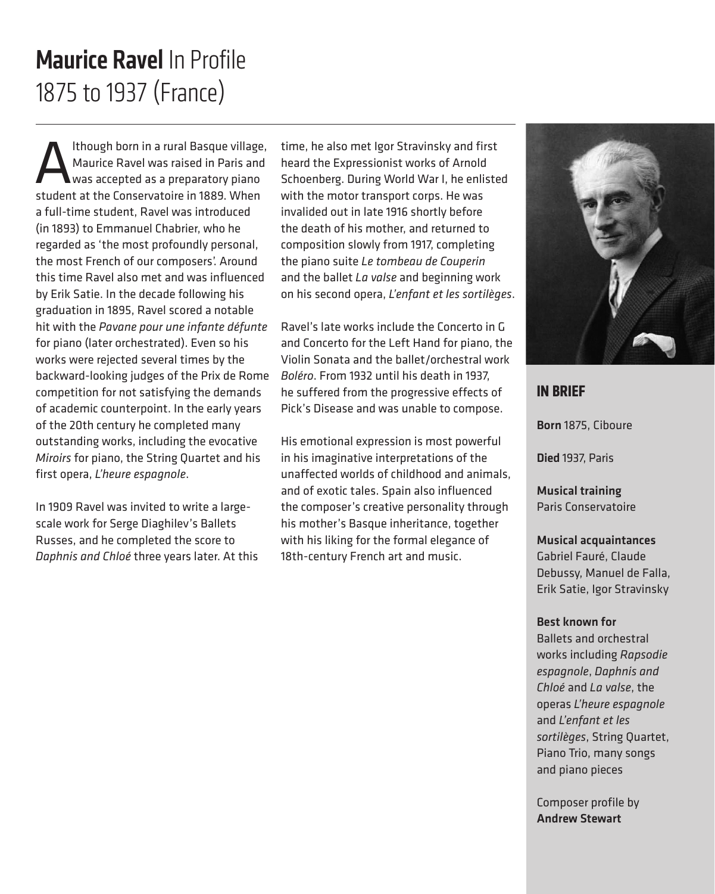# **Maurice Ravel** In Profile
1875 to 1937 (France)

Although born in a rural Basque village, Maurice Ravel was raised in Paris and was accepted as a preparatory piano student at the Conservatoire in 1889. When a full-time student, Ravel was introduced (in 1893) to Emmanuel Chabrier, who he regarded as 'the most profoundly personal, the most French of our composers'. Around this time Ravel also met and was influenced by Erik Satie. In the decade following his graduation in 1895, Ravel scored a notable hit with the *Pavane pour une infante défunte* for piano (later orchestrated). Even so his works were rejected several times by the backward-looking judges of the Prix de Rome competition for not satisfying the demands of academic counterpoint. In the early years of the 20th century he completed many outstanding works, including the evocative *Miroirs* for piano, the String Quartet and his first opera, *L'heure espagnole*.

In 1909 Ravel was invited to write a large-scale work for Serge Diaghilev's Ballets Russes, and he completed the score to *Daphnis and Chloé* three years later. At this time, he also met Igor Stravinsky and first heard the Expressionist works of Arnold Schoenberg. During World War I, he enlisted with the motor transport corps. He was invalided out in late 1916 shortly before the death of his mother, and returned to composition slowly from 1917, completing the piano suite *Le tombeau de Couperin* and the ballet *La valse* and beginning work on his second opera, *L'enfant et les sortilèges*.

Ravel's late works include the Concerto in G and Concerto for the Left Hand for piano, the Violin Sonata and the ballet/orchestral work *Boléro*. From 1932 until his death in 1937, he suffered from the progressive effects of Pick's Disease and was unable to compose.

His emotional expression is most powerful in his imaginative interpretations of the unaffected worlds of childhood and animals, and of exotic tales. Spain also influenced the composer's creative personality through his mother's Basque inheritance, together with his liking for the formal elegance of 18th-century French art and music.

## IN BRIEF

**Born** 1875, Ciboure

**Died** 1937, Paris

**Musical training**
Paris Conservatoire

**Musical acquaintances**
Gabriel Fauré, Claude Debussy, Manuel de Falla, Erik Satie, Igor Stravinsky

**Best known for**
Ballets and orchestral works including *Rapsodie espagnole*, *Daphnis and Chloé* and *La valse*, the operas *L'heure espagnole* and *L'enfant et les sortilèges*, String Quartet, Piano Trio, many songs and piano pieces

Composer profile by **Andrew Stewart**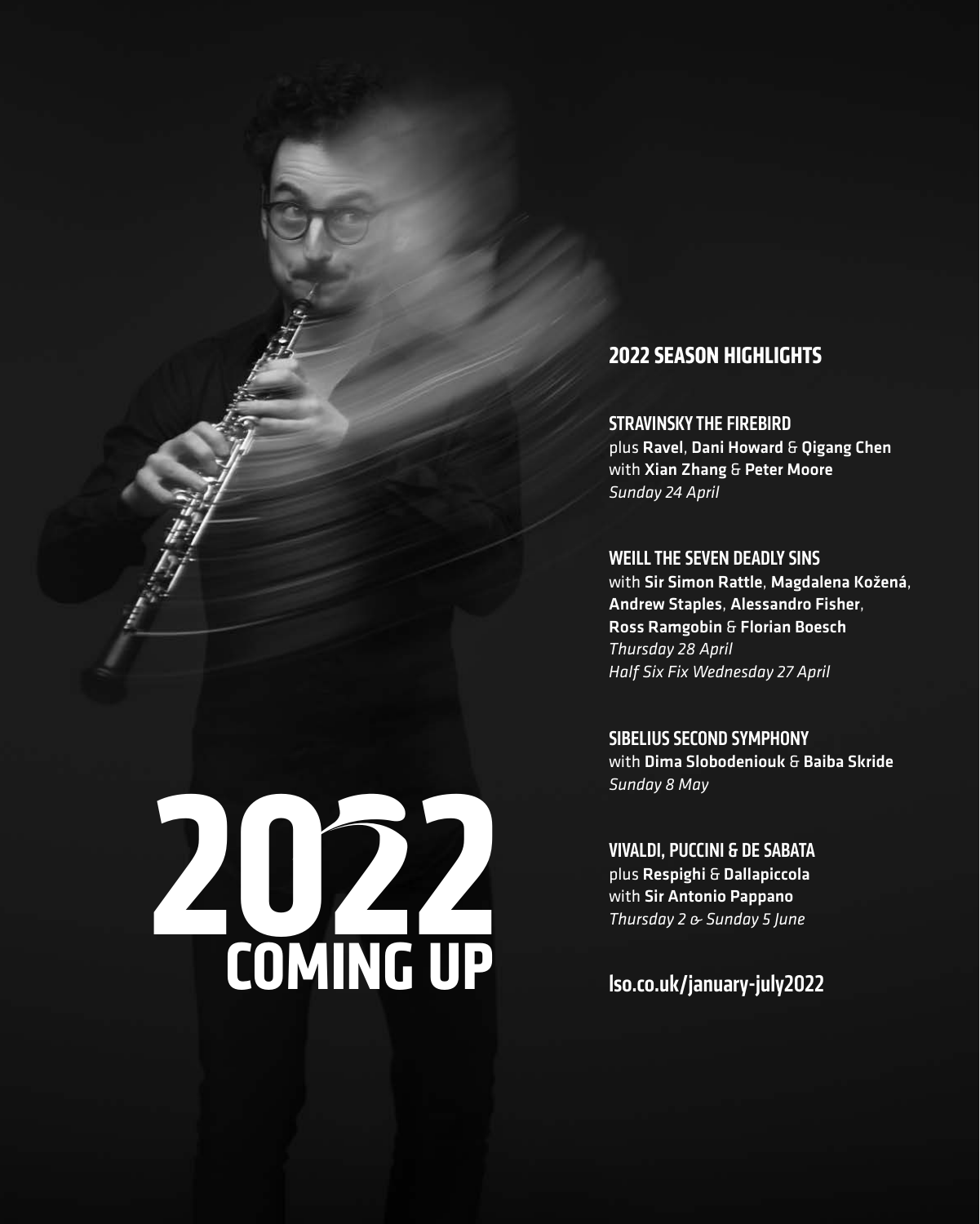# 2022 COMING UP

## 2022 SEASON HIGHLIGHTS

**STRAVINSKY THE FIREBIRD**
plus **Ravel**, **Dani Howard** & **Qigang Chen**
with **Xian Zhang** & **Peter Moore**
*Sunday 24 April*

**WEILL THE SEVEN DEADLY SINS**
with **Sir Simon Rattle**, **Magdalena Kožená**, **Andrew Staples**, **Alessandro Fisher**, **Ross Ramgobin** & **Florian Boesch**
*Thursday 28 April*
*Half Six Fix Wednesday 27 April*

**SIBELIUS SECOND SYMPHONY**
with **Dima Slobodeniouk** & **Baiba Skride**
*Sunday 8 May*

**VIVALDI, PUCCINI & DE SABATA**
plus **Respighi** & **Dallapiccola**
with **Sir Antonio Pappano**
*Thursday 2 & Sunday 5 June*

**lso.co.uk/january-july2022**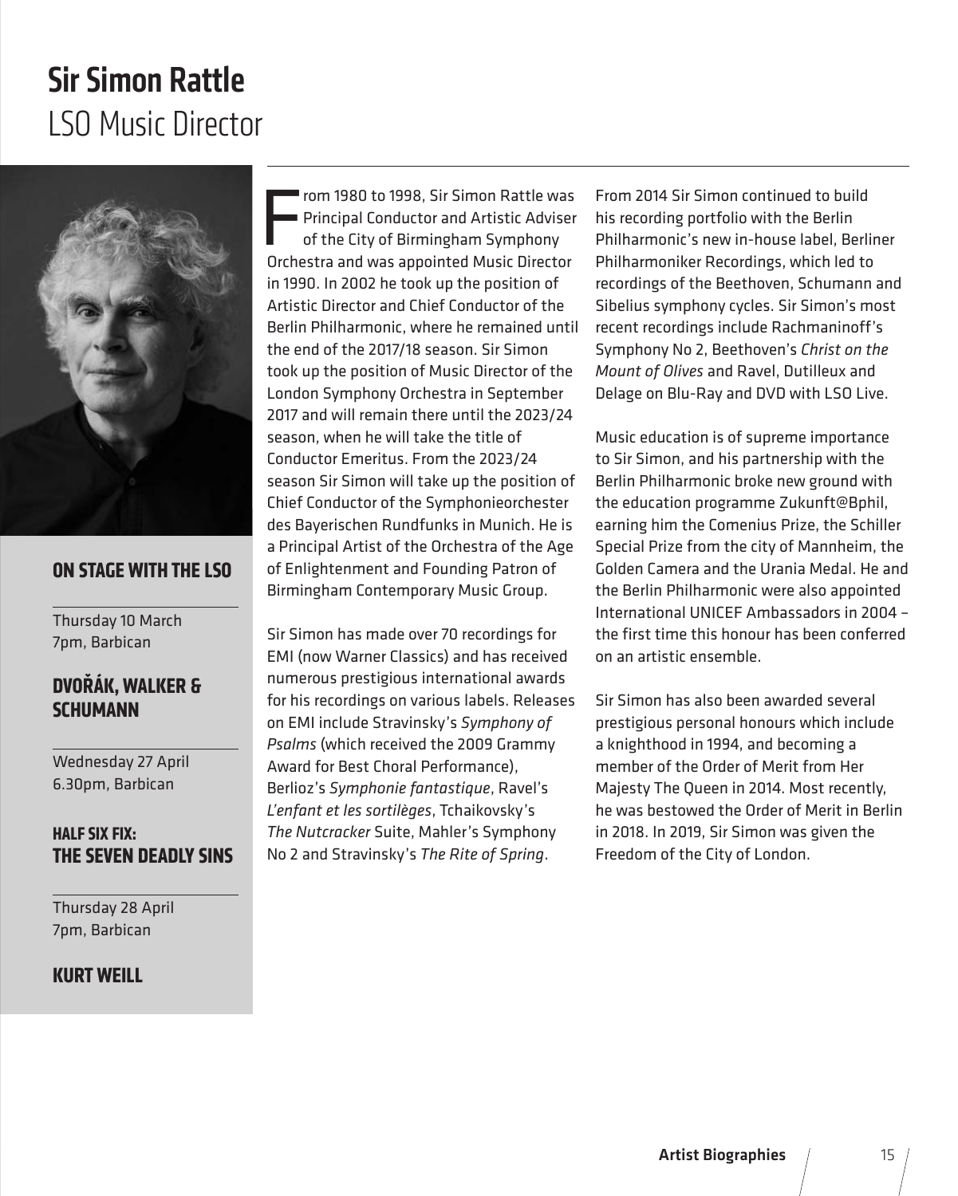# Sir Simon Rattle
## LSO Music Director

From 1980 to 1998, Sir Simon Rattle was Principal Conductor and Artistic Adviser of the City of Birmingham Symphony Orchestra and was appointed Music Director in 1990. In 2002 he took up the position of Artistic Director and Chief Conductor of the Berlin Philharmonic, where he remained until the end of the 2017/18 season. Sir Simon took up the position of Music Director of the London Symphony Orchestra in September 2017 and will remain there until the 2023/24 season, when he will take the title of Conductor Emeritus. From the 2023/24 season Sir Simon will take up the position of Chief Conductor of the Symphonieorchester des Bayerischen Rundfunks in Munich. He is a Principal Artist of the Orchestra of the Age of Enlightenment and Founding Patron of Birmingham Contemporary Music Group.

Sir Simon has made over 70 recordings for EMI (now Warner Classics) and has received numerous prestigious international awards for his recordings on various labels. Releases on EMI include Stravinsky's *Symphony of Psalms* (which received the 2009 Grammy Award for Best Choral Performance), Berlioz's *Symphonie fantastique*, Ravel's *L'enfant et les sortilèges*, Tchaikovsky's *The Nutcracker* Suite, Mahler's Symphony No 2 and Stravinsky's *The Rite of Spring*.

From 2014 Sir Simon continued to build his recording portfolio with the Berlin Philharmonic's new in-house label, Berliner Philharmoniker Recordings, which led to recordings of the Beethoven, Schumann and Sibelius symphony cycles. Sir Simon's most recent recordings include Rachmaninoff's Symphony No 2, Beethoven's *Christ on the Mount of Olives* and Ravel, Dutilleux and Delage on Blu-Ray and DVD with LSO Live.

Music education is of supreme importance to Sir Simon, and his partnership with the Berlin Philharmonic broke new ground with the education programme Zukunft@Bphil, earning him the Comenius Prize, the Schiller Special Prize from the city of Mannheim, the Golden Camera and the Urania Medal. He and the Berlin Philharmonic were also appointed International UNICEF Ambassadors in 2004 – the first time this honour has been conferred on an artistic ensemble.

Sir Simon has also been awarded several prestigious personal honours which include a knighthood in 1994, and becoming a member of the Order of Merit from Her Majesty The Queen in 2014. Most recently, he was bestowed the Order of Merit in Berlin in 2018. In 2019, Sir Simon was given the Freedom of the City of London.

### On Stage with the LSO

Thursday 10 March
7pm, Barbican

**DVOŘÁK, WALKER & SCHUMANN**

Wednesday 27 April
6.30pm, Barbican

**HALF SIX FIX: THE SEVEN DEADLY SINS**

Thursday 28 April
7pm, Barbican

**KURT WEILL**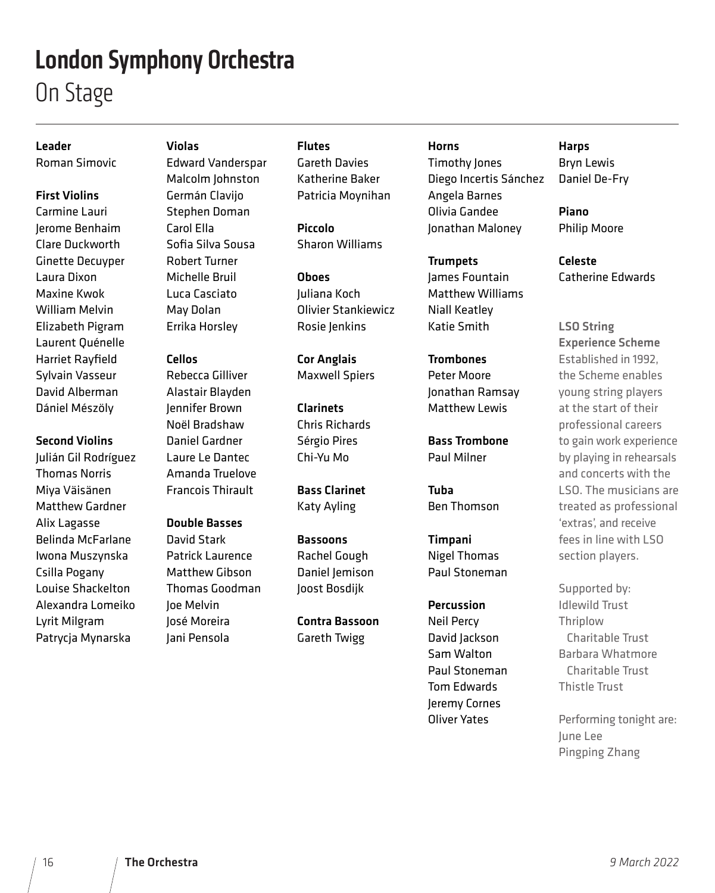# London Symphony Orchestra

## On Stage

**Leader**
Roman Simovic

**First Violins**
Carmine Lauri
Jerome Benhaim
Clare Duckworth
Ginette Decuyper
Laura Dixon
Maxine Kwok
William Melvin
Elizabeth Pigram
Laurent Quénelle
Harriet Rayfield
Sylvain Vasseur
David Alberman
Dániel Mészöly

**Second Violins**
Julián Gil Rodríguez
Thomas Norris
Miya Väisänen
Matthew Gardner
Alix Lagasse
Belinda McFarlane
Iwona Muszynska
Csilla Pogany
Louise Shackelton
Alexandra Lomeiko
Lyrit Milgram
Patrycja Mynarska

**Violas**
Edward Vanderspar
Malcolm Johnston
Germán Clavijo
Stephen Doman
Carol Ella
Sofia Silva Sousa
Robert Turner
Michelle Bruil
Luca Casciato
May Dolan
Errika Horsley

**Cellos**
Rebecca Gilliver
Alastair Blayden
Jennifer Brown
Noël Bradshaw
Daniel Gardner
Laure Le Dantec
Amanda Truelove
Francois Thirault

**Double Basses**
David Stark
Patrick Laurence
Matthew Gibson
Thomas Goodman
Joe Melvin
José Moreira
Jani Pensola

**Flutes**
Gareth Davies
Katherine Baker
Patricia Moynihan

**Piccolo**
Sharon Williams

**Oboes**
Juliana Koch
Olivier Stankiewicz
Rosie Jenkins

**Cor Anglais**
Maxwell Spiers

**Clarinets**
Chris Richards
Sérgio Pires
Chi-Yu Mo

**Bass Clarinet**
Katy Ayling

**Bassoons**
Rachel Gough
Daniel Jemison
Joost Bosdijk

**Contra Bassoon**
Gareth Twigg

**Horns**
Timothy Jones
Diego Incertis Sánchez
Angela Barnes
Olivia Gandee
Jonathan Maloney

**Trumpets**
James Fountain
Matthew Williams
Niall Keatley
Katie Smith

**Trombones**
Peter Moore
Jonathan Ramsay
Matthew Lewis

**Bass Trombone**
Paul Milner

**Tuba**
Ben Thomson

**Timpani**
Nigel Thomas
Paul Stoneman

**Percussion**
Neil Percy
David Jackson
Sam Walton
Paul Stoneman
Tom Edwards
Jeremy Cornes
Oliver Yates

**Harps**
Bryn Lewis
Daniel De-Fry

**Piano**
Philip Moore

**Celeste**
Catherine Edwards

**LSO String Experience Scheme**
Established in 1992, the Scheme enables young string players at the start of their professional careers to gain work experience by playing in rehearsals and concerts with the LSO. The musicians are treated as professional 'extras', and receive fees in line with LSO section players.

Supported by:
Idlewild Trust
Thriplow Charitable Trust
Barbara Whatmore Charitable Trust
Thistle Trust

Performing tonight are:
June Lee
Pingping Zhang